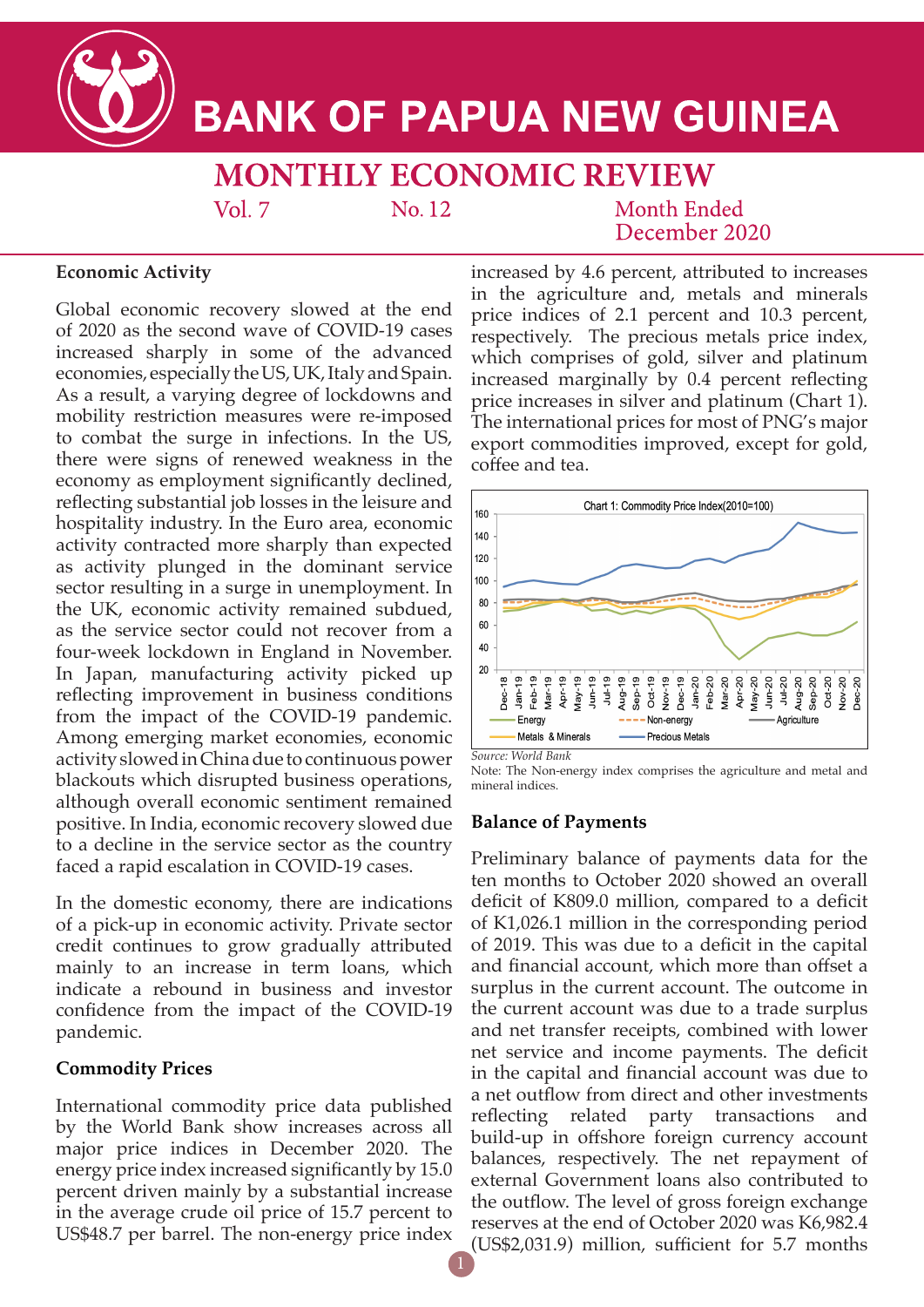# BANK OF PAPUA NEW GUINEA

## MONTHLY ECONOMIC REVIEW

Vol. 7 No. 12 Month Ended December 2020

### Economic Activity

Global economic recovery slowed at the end of 2020 as the second wave of COVID-19 cases increased sharply in some of the advanced economies, especially the US, UK, Italy and Spain. As a result, a varying degree of lockdowns and mobility restriction measures were re-imposed to combat the surge in infections. In the US, there were signs of renewed weakness in the economy as employment significantly declined, reflecting substantial job losses in the leisure and hospitality industry. In the Euro area, economic activity contracted more sharply than expected as activity plunged in the dominant service sector resulting in a surge in unemployment. In the UK, economic activity remained subdued, as the service sector could not recover from a four-week lockdown in England in November. In Japan, manufacturing activity picked up reflecting improvement in business conditions from the impact of the COVID-19 pandemic. Among emerging market economies, economic activity slowed in China due to continuous power blackouts which disrupted business operations, although overall economic sentiment remained positive. In India, economic recovery slowed due to a decline in the service sector as the country faced a rapid escalation in COVID-19 cases.

In the domestic economy, there are indications of a pick-up in economic activity. Private sector credit continues to grow gradually attributed mainly to an increase in term loans, which indicate a rebound in business and investor confidence from the impact of the COVID-19 pandemic.

### Commodity Prices

International commodity price data published by the World Bank show increases across all major price indices in December 2020. The energy price index increased significantly by 15.0 percent driven mainly by a substantial increase in the average crude oil price of 15.7 percent to US$48.7 per barrel. The non-energy price index increased by 4.6 percent, attributed to increases in the agriculture and, metals and minerals price indices of 2.1 percent and 10.3 percent, respectively. The precious metals price index, which comprises of gold, silver and platinum increased marginally by 0.4 percent reflecting price increases in silver and platinum (Chart 1). The international prices for most of PNG's major export commodities improved, except for gold, coffee and tea.

Chart 1: Commodity Price Index(2010=100)

*Source: World Bank*

Note: The Non-energy index comprises the agriculture and metal and mineral indices.

### Balance of Payments

Preliminary balance of payments data for the ten months to October 2020 showed an overall deficit of K809.0 million, compared to a deficit of K1,026.1 million in the corresponding period of 2019. This was due to a deficit in the capital and financial account, which more than offset a surplus in the current account. The outcome in the current account was due to a trade surplus and net transfer receipts, combined with lower net service and income payments. The deficit in the capital and financial account was due to a net outflow from direct and other investments reflecting related party transactions and build-up in offshore foreign currency account balances, respectively. The net repayment of external Government loans also contributed to the outflow. The level of gross foreign exchange reserves at the end of October 2020 was K6,982.4 (US$2,031.9) million, sufficient for 5.7 months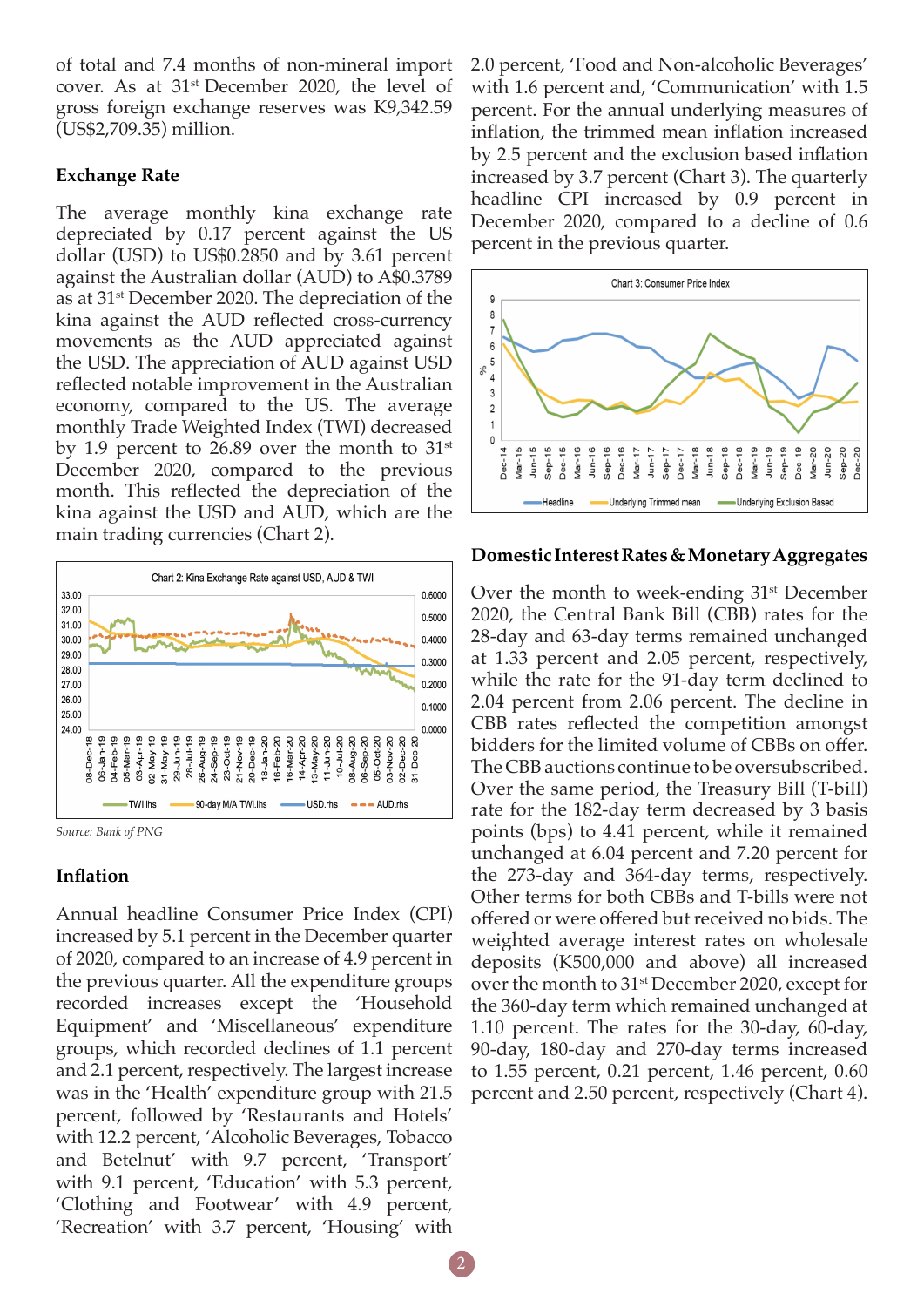of total and 7.4 months of non-mineral import cover. As at 31st December 2020, the level of gross foreign exchange reserves was K9,342.59 (US$2,709.35) million.

### Exchange Rate

The average monthly kina exchange rate depreciated by 0.17 percent against the US dollar (USD) to US$0.2850 and by 3.61 percent against the Australian dollar (AUD) to A$0.3789 as at 31st December 2020. The depreciation of the kina against the AUD reflected cross-currency movements as the AUD appreciated against the USD. The appreciation of AUD against USD reflected notable improvement in the Australian economy, compared to the US. The average monthly Trade Weighted Index (TWI) decreased by 1.9 percent to 26.89 over the month to 31st December 2020, compared to the previous month. This reflected the depreciation of the kina against the USD and AUD, which are the main trading currencies (Chart 2).

Chart 2: Kina Exchange Rate against USD, AUD & TWI

*Source: Bank of PNG*

### Inflation

Annual headline Consumer Price Index (CPI) increased by 5.1 percent in the December quarter of 2020, compared to an increase of 4.9 percent in the previous quarter. All the expenditure groups recorded increases except the 'Household Equipment' and 'Miscellaneous' expenditure groups, which recorded declines of 1.1 percent and 2.1 percent, respectively. The largest increase was in the 'Health' expenditure group with 21.5 percent, followed by 'Restaurants and Hotels' with 12.2 percent, 'Alcoholic Beverages, Tobacco and Betelnut' with 9.7 percent, 'Transport' with 9.1 percent, 'Education' with 5.3 percent, 'Clothing and Footwear' with 4.9 percent, 'Recreation' with 3.7 percent, 'Housing' with 2.0 percent, 'Food and Non-alcoholic Beverages' with 1.6 percent and, 'Communication' with 1.5 percent. For the annual underlying measures of inflation, the trimmed mean inflation increased by 2.5 percent and the exclusion based inflation increased by 3.7 percent (Chart 3). The quarterly headline CPI increased by 0.9 percent in December 2020, compared to a decline of 0.6 percent in the previous quarter.

Chart 3: Consumer Price Index

### Domestic Interest Rates & Monetary Aggregates

Over the month to week-ending 31st December 2020, the Central Bank Bill (CBB) rates for the 28-day and 63-day terms remained unchanged at 1.33 percent and 2.05 percent, respectively, while the rate for the 91-day term declined to 2.04 percent from 2.06 percent. The decline in CBB rates reflected the competition amongst bidders for the limited volume of CBBs on offer. The CBB auctions continue to be oversubscribed. Over the same period, the Treasury Bill (T-bill) rate for the 182-day term decreased by 3 basis points (bps) to 4.41 percent, while it remained unchanged at 6.04 percent and 7.20 percent for the 273-day and 364-day terms, respectively. Other terms for both CBBs and T-bills were not offered or were offered but received no bids. The weighted average interest rates on wholesale deposits (K500,000 and above) all increased over the month to 31st December 2020, except for the 360-day term which remained unchanged at 1.10 percent. The rates for the 30-day, 60-day, 90-day, 180-day and 270-day terms increased to 1.55 percent, 0.21 percent, 1.46 percent, 0.60 percent and 2.50 percent, respectively (Chart 4).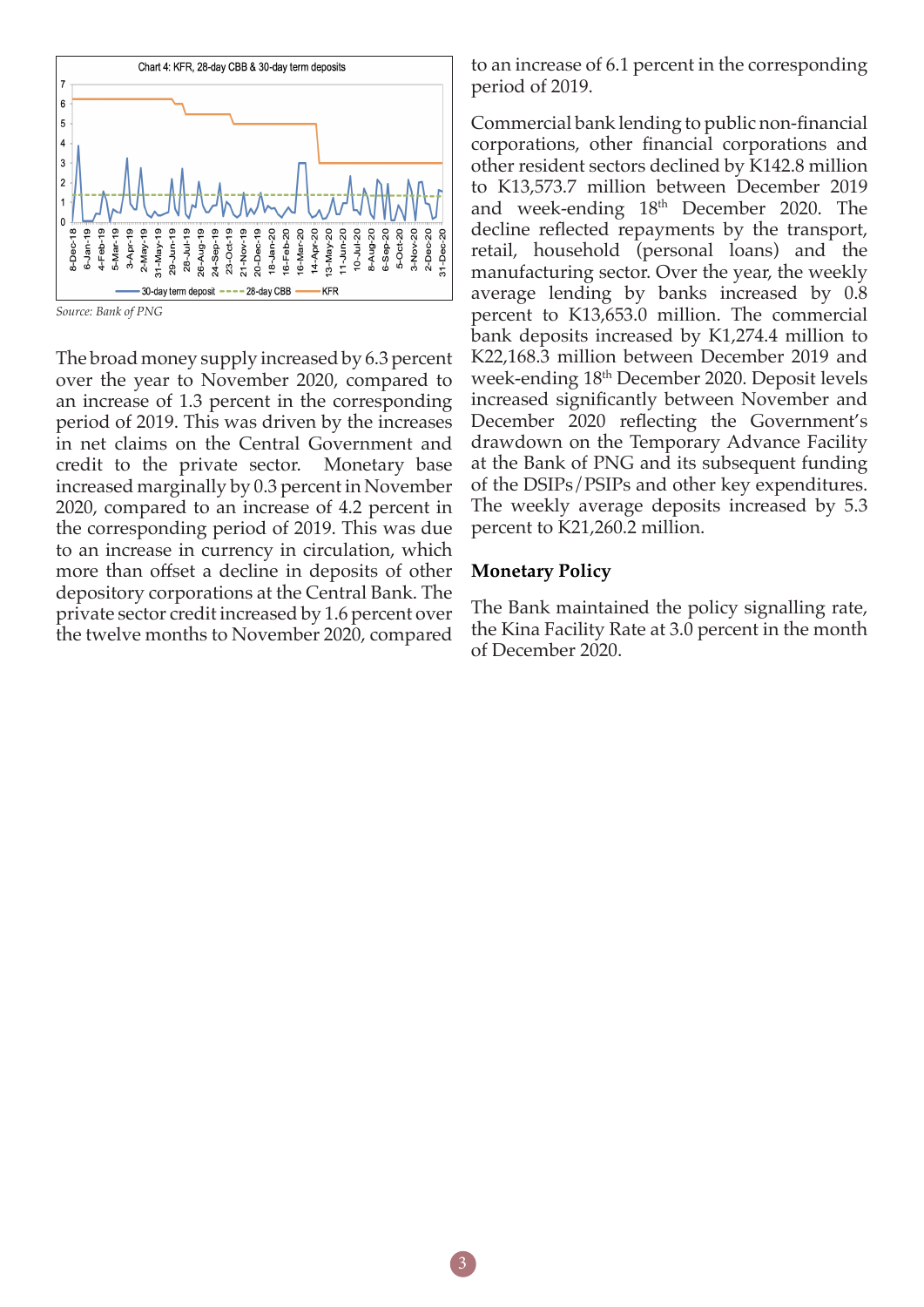Chart 4: KFR, 28-day CBB & 30-day term deposits

Source: Bank of PNG

The broad money supply increased by 6.3 percent over the year to November 2020, compared to an increase of 1.3 percent in the corresponding period of 2019. This was driven by the increases in net claims on the Central Government and credit to the private sector. Monetary base increased marginally by 0.3 percent in November 2020, compared to an increase of 4.2 percent in the corresponding period of 2019. This was due to an increase in currency in circulation, which more than offset a decline in deposits of other depository corporations at the Central Bank. The private sector credit increased by 1.6 percent over the twelve months to November 2020, compared to an increase of 6.1 percent in the corresponding period of 2019.

Commercial bank lending to public non-financial corporations, other financial corporations and other resident sectors declined by K142.8 million to K13,573.7 million between December 2019 and week-ending 18th December 2020. The decline reflected repayments by the transport, retail, household (personal loans) and the manufacturing sector. Over the year, the weekly average lending by banks increased by 0.8 percent to K13,653.0 million. The commercial bank deposits increased by K1,274.4 million to K22,168.3 million between December 2019 and week-ending 18th December 2020. Deposit levels increased significantly between November and December 2020 reflecting the Government's drawdown on the Temporary Advance Facility at the Bank of PNG and its subsequent funding of the DSIPs/PSIPs and other key expenditures. The weekly average deposits increased by 5.3 percent to K21,260.2 million.

## Monetary Policy

The Bank maintained the policy signalling rate, the Kina Facility Rate at 3.0 percent in the month of December 2020.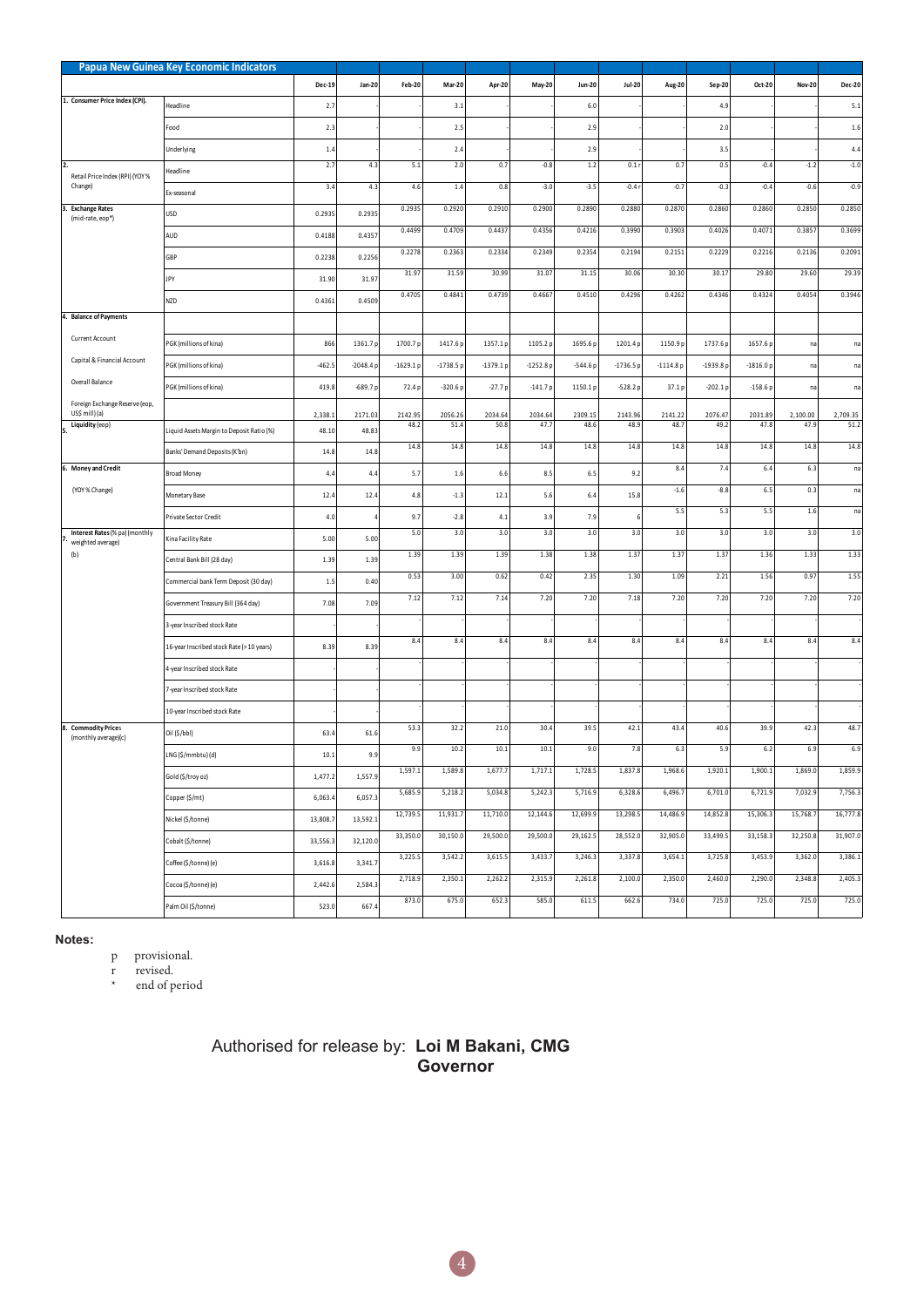## Papua New Guinea Key Economic Indicators

| | | Dec-19 | Jan-20 | Feb-20 | Mar-20 | Apr-20 | May-20 | Jun-20 | Jul-20 | Aug-20 | Sep-20 | Oct-20 | Nov-20 | Dec-20 |
|---|---|---|---|---|---|---|---|---|---|---|---|---|---|---|
| 1. Consumer Price Index (CPI). | Headline | 2.7 | | | 3.1 | | | 6.0 | | | 4.9 | | | 5.1 |
| | Food | 2.3 | | | 2.5 | | | 2.9 | | | 2.0 | | | 1.6 |
| | Underlying | 1.4 | | | 2.4 | | | 2.9 | | | 3.5 | | | 4.4 |
| 2. Retail Price Index (RPI) (YOY % Change) | Headline | 2.7 | 4.3 | 5.1 | 2.0 | 0.7 | -0.8 | 1.2 | 0.1 r | 0.7 | 0.5 | -0.4 | -1.2 | -1.0 |
| | Ex-seasonal | 3.4 | 4.3 | 4.6 | 1.4 | 0.8 | -3.0 | -3.5 | -0.4 r | -0.7 | -0.3 | -0.4 | -0.6 | -0.9 |
| 3. Exchange Rates (mid-rate, eop*) | USD | 0.2935 | 0.2935 | 0.2935 | 0.2920 | 0.2910 | 0.2900 | 0.2890 | 0.2880 | 0.2870 | 0.2860 | 0.2860 | 0.2850 | 0.2850 |
| | AUD | 0.4188 | 0.4357 | 0.4499 | 0.4709 | 0.4437 | 0.4356 | 0.4216 | 0.3990 | 0.3903 | 0.4026 | 0.4071 | 0.3857 | 0.3699 |
| | GBP | 0.2238 | 0.2256 | 0.2278 | 0.2363 | 0.2334 | 0.2349 | 0.2354 | 0.2194 | 0.2151 | 0.2229 | 0.2216 | 0.2136 | 0.2091 |
| | JPY | 31.90 | 31.97 | 31.97 | 31.59 | 30.99 | 31.07 | 31.15 | 30.06 | 30.30 | 30.17 | 29.80 | 29.60 | 29.39 |
| | NZD | 0.4361 | 0.4509 | 0.4705 | 0.4841 | 0.4739 | 0.4667 | 0.4510 | 0.4296 | 0.4262 | 0.4346 | 0.4324 | 0.4054 | 0.3946 |
| 4. Balance of Payments | | | | | | | | | | | | | | |
| Current Account | PGK (millions of kina) | 866 | 1361.7 p | 1700.7 p | 1417.6 p | 1357.1 p | 1105.2 p | 1695.6 p | 1201.4 p | 1150.9 p | 1737.6 p | 1657.6 p | na | na |
| Capital & Financial Account | PGK (millions of kina) | -462.5 | -2048.4 p | -1629.1 p | -1738.5 p | -1379.1 p | -1252.8 p | -544.6 p | -1736.5 p | -1114.8 p | -1939.8 p | -1816.0 p | na | na |
| Overall Balance | PGK (millions of kina) | 419.8 | -689.7 p | 72.4 p | -320.6 p | -27.7 p | -141.7 p | 1150.1 p | -528.2 p | 37.1 p | -202.1 p | -158.6 p | na | na |
| Foreign Exchange Reserve (eop, US$ mill) (a) | | 2,338.1 | 2171.03 | 2142.95 | 2056.26 | 2034.64 | 2034.64 | 2309.15 | 2143.96 | 2141.22 | 2076.47 | 2031.89 | 2,100.00 | 2,709.35 |
| 5. Liquidity (eop) | Liquid Assets Margin to Deposit Ratio (%) | 48.10 | 48.83 | 48.2 | 51.4 | 50.8 | 47.7 | 48.6 | 48.9 | 48.7 | 49.2 | 47.8 | 47.9 | 51.2 |
| | Banks' Demand Deposits (K'bn) | 14.8 | 14.8 | 14.8 | 14.8 | 14.8 | 14.8 | 14.8 | 14.8 | 14.8 | 14.8 | 14.8 | 14.8 | 14.8 |
| 6. Money and Credit | Broad Money | 4.4 | 4.4 | 5.7 | 1.6 | 6.6 | 8.5 | 6.5 | 9.2 | 8.4 | 7.4 | 6.4 | 6.3 | na |
| (YOY % Change) | Monetary Base | 12.4 | 12.4 | 4.8 | -1.3 | 12.1 | 5.6 | 6.4 | 15.8 | -1.6 | -8.8 | 6.5 | 0.3 | na |
| | Private Sector Credit | 4.0 | 4 | 9.7 | -2.8 | 4.1 | 3.9 | 7.9 | 6 | 5.5 | 5.3 | 5.5 | 1.6 | na |
| 7. Interest Rates (% pa) (monthly weighted average) (b) | Kina Facility Rate | 5.00 | 5.00 | 5.0 | 3.0 | 3.0 | 3.0 | 3.0 | 3.0 | 3.0 | 3.0 | 3.0 | 3.0 | 3.0 |
| | Central Bank Bill (28 day) | 1.39 | 1.39 | 1.39 | 1.39 | 1.39 | 1.38 | 1.38 | 1.37 | 1.37 | 1.37 | 1.36 | 1.33 | 1.33 |
| | Commercial bank Term Deposit (30 day) | 1.5 | 0.40 | 0.53 | 3.00 | 0.62 | 0.42 | 2.35 | 1.30 | 1.09 | 2.21 | 1.56 | 0.97 | 1.55 |
| | Government Treasury Bill (364 day) | 7.08 | 7.09 | 7.12 | 7.12 | 7.14 | 7.20 | 7.20 | 7.18 | 7.20 | 7.20 | 7.20 | 7.20 | 7.20 |
| | 3-year Inscribed stock Rate | - | - | - | - | - | - | - | - | - | - | - | - | - |
| | 16-year Inscribed stock Rate (>10 years) | 8.39 | 8.39 | 8.4 | 8.4 | 8.4 | 8.4 | 8.4 | 8.4 | 8.4 | 8.4 | 8.4 | 8.4 | 8.4 |
| | 4-year Inscribed stock Rate | - | - | - | - | - | - | - | - | - | - | - | - | - |
| | 7-year Inscribed stock Rate | - | - | - | - | - | - | - | - | - | - | - | - | - |
| | 10-year Inscribed stock Rate | - | - | - | - | - | - | - | - | - | - | - | - | - |
| 8. Commodity Prices (monthly average) (c) | Oil ($/bbl) | 63.4 | 61.6 | 53.3 | 32.2 | 21.0 | 30.4 | 39.5 | 42.1 | 43.4 | 40.6 | 39.9 | 42.3 | 48.7 |
| | LNG ($/mmbtu) (d) | 10.1 | 9.9 | 9.9 | 10.2 | 10.1 | 10.1 | 9.0 | 7.8 | 6.3 | 5.9 | 6.2 | 6.9 | 6.9 |
| | Gold ($/troy oz) | 1,477.2 | 1,557.9 | 1,597.1 | 1,589.8 | 1,677.7 | 1,717.1 | 1,728.5 | 1,837.8 | 1,968.6 | 1,920.1 | 1,900.1 | 1,869.0 | 1,859.9 |
| | Copper ($/mt) | 6,063.4 | 6,057.3 | 5,685.9 | 5,218.2 | 5,034.8 | 5,242.3 | 5,716.9 | 6,328.6 | 6,496.7 | 6,701.0 | 6,721.9 | 7,032.9 | 7,756.3 |
| | Nickel ($/tonne) | 13,808.7 | 13,592.1 | 12,739.5 | 11,931.7 | 11,710.0 | 12,144.6 | 12,699.9 | 13,298.5 | 14,486.9 | 14,852.8 | 15,306.3 | 15,768.7 | 16,777.8 |
| | Cobalt ($/tonne) | 33,556.3 | 32,120.0 | 33,350.0 | 30,150.0 | 29,500.0 | 29,500.0 | 29,162.5 | 28,552.0 | 32,905.0 | 33,499.5 | 33,158.3 | 32,250.8 | 31,907.0 |
| | Coffee ($/tonne) (e) | 3,616.8 | 3,341.7 | 3,225.5 | 3,542.2 | 3,615.5 | 3,433.7 | 3,246.3 | 3,337.8 | 3,654.1 | 3,725.8 | 3,453.9 | 3,362.0 | 3,386.1 |
| | Cocoa ($/tonne) (e) | 2,442.6 | 2,584.3 | 2,718.9 | 2,350.1 | 2,262.2 | 2,315.9 | 2,261.8 | 2,100.0 | 2,350.0 | 2,460.0 | 2,290.0 | 2,348.8 | 2,405.3 |
| | Palm Oil ($/tonne) | 523.0 | 667.4 | 873.0 | 675.0 | 652.3 | 585.0 | 611.5 | 662.6 | 734.0 | 725.0 | 725.0 | 725.0 | 725.0 |

**Notes:**

p provisional.
r revised.
* end of period

Authorised for release by: **Loi M Bakani, CMG**
**Governor**